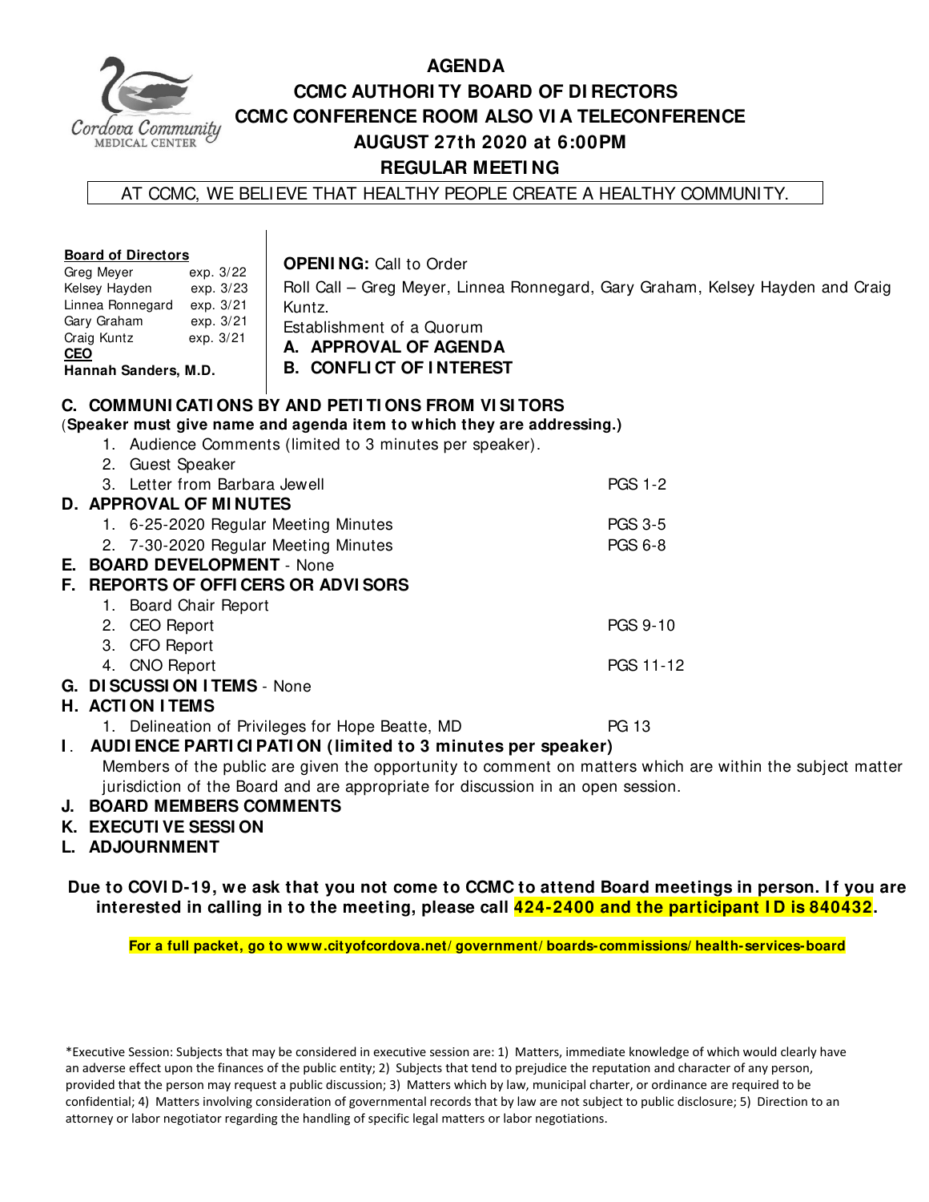# AGENDA
# CCMC AUTHORITY BOARD OF DIRECTORS
## CCMC CONFERENCE ROOM ALSO VIA TELECONFERENCE
## AUGUST 27th 2020 at 6:00PM
## REGULAR MEETING

AT CCMC, WE BELIEVE THAT HEALTHY PEOPLE CREATE A HEALTHY COMMUNITY.

**Board of Directors**

| | |
|---|---|
| Greg Meyer | exp. 3/22 |
| Kelsey Hayden | exp. 3/23 |
| Linnea Ronnegard | exp. 3/21 |
| Gary Graham | exp. 3/21 |
| Craig Kuntz | exp. 3/21 |

**CEO**
**Hannah Sanders, M.D.**

**OPENING:** Call to Order
Roll Call – Greg Meyer, Linnea Ronnegard, Gary Graham, Kelsey Hayden and Craig Kuntz.
Establishment of a Quorum

**A. APPROVAL OF AGENDA**

**B. CONFLICT OF INTEREST**

**C. COMMUNICATIONS BY AND PETITIONS FROM VISITORS**
(**Speaker must give name and agenda item to which they are addressing.**)

1. Audience Comments (limited to 3 minutes per speaker).
2. Guest Speaker
3. Letter from Barbara Jewell — PGS 1-2

**D. APPROVAL OF MINUTES**

1. 6-25-2020 Regular Meeting Minutes — PGS 3-5
2. 7-30-2020 Regular Meeting Minutes — PGS 6-8

**E. BOARD DEVELOPMENT** - None

**F. REPORTS OF OFFICERS OR ADVISORS**

1. Board Chair Report
2. CEO Report — PGS 9-10
3. CFO Report
4. CNO Report — PGS 11-12

**G. DISCUSSION ITEMS** - None

**H. ACTION ITEMS**

1. Delineation of Privileges for Hope Beatte, MD — PG 13

**I. AUDIENCE PARTICIPATION (limited to 3 minutes per speaker)**
Members of the public are given the opportunity to comment on matters which are within the subject matter jurisdiction of the Board and are appropriate for discussion in an open session.

**J. BOARD MEMBERS COMMENTS**

**K. EXECUTIVE SESSION**

**L. ADJOURNMENT**

**Due to COVID-19, we ask that you not come to CCMC to attend Board meetings in person. If you are interested in calling in to the meeting, please call 424-2400 and the participant ID is 840432.**

**For a full packet, go to www.cityofcordova.net/government/boards-commissions/health-services-board**

*Executive Session: Subjects that may be considered in executive session are: 1) Matters, immediate knowledge of which would clearly have an adverse effect upon the finances of the public entity; 2) Subjects that tend to prejudice the reputation and character of any person, provided that the person may request a public discussion; 3) Matters which by law, municipal charter, or ordinance are required to be confidential; 4) Matters involving consideration of governmental records that by law are not subject to public disclosure; 5) Direction to an attorney or labor negotiator regarding the handling of specific legal matters or labor negotiations.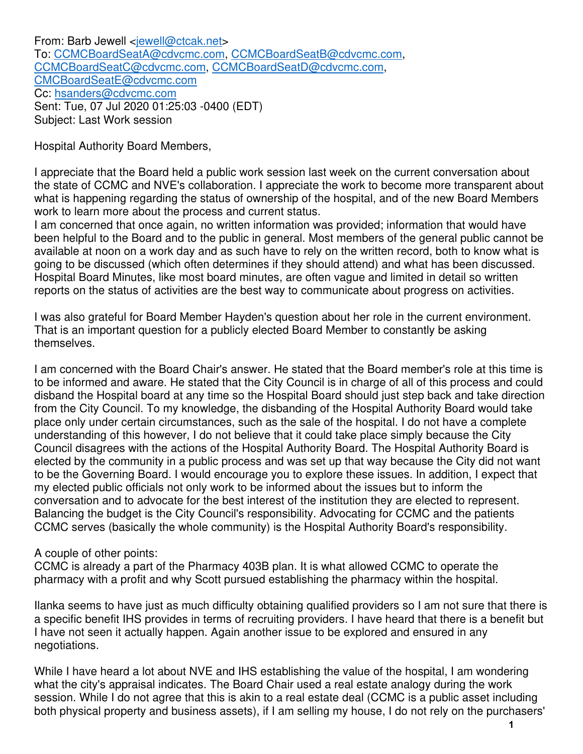From: Barb Jewell <jewell@ctcak.net>
To: CCMCBoardSeatA@cdvcmc.com, CCMCBoardSeatB@cdvcmc.com, CCMCBoardSeatC@cdvcmc.com, CCMCBoardSeatD@cdvcmc.com, CMCBoardSeatE@cdvcmc.com
Cc: hsanders@cdvcmc.com
Sent: Tue, 07 Jul 2020 01:25:03 -0400 (EDT)
Subject: Last Work session

Hospital Authority Board Members,

I appreciate that the Board held a public work session last week on the current conversation about the state of CCMC and NVE's collaboration. I appreciate the work to become more transparent about what is happening regarding the status of ownership of the hospital, and of the new Board Members work to learn more about the process and current status.
I am concerned that once again, no written information was provided; information that would have been helpful to the Board and to the public in general. Most members of the general public cannot be available at noon on a work day and as such have to rely on the written record, both to know what is going to be discussed (which often determines if they should attend) and what has been discussed. Hospital Board Minutes, like most board minutes, are often vague and limited in detail so written reports on the status of activities are the best way to communicate about progress on activities.

I was also grateful for Board Member Hayden's question about her role in the current environment. That is an important question for a publicly elected Board Member to constantly be asking themselves.

I am concerned with the Board Chair's answer. He stated that the Board member's role at this time is to be informed and aware. He stated that the City Council is in charge of all of this process and could disband the Hospital board at any time so the Hospital Board should just step back and take direction from the City Council. To my knowledge, the disbanding of the Hospital Authority Board would take place only under certain circumstances, such as the sale of the hospital. I do not have a complete understanding of this however, I do not believe that it could take place simply because the City Council disagrees with the actions of the Hospital Authority Board. The Hospital Authority Board is elected by the community in a public process and was set up that way because the City did not want to be the Governing Board. I would encourage you to explore these issues. In addition, I expect that my elected public officials not only work to be informed about the issues but to inform the conversation and to advocate for the best interest of the institution they are elected to represent. Balancing the budget is the City Council's responsibility. Advocating for CCMC and the patients CCMC serves (basically the whole community) is the Hospital Authority Board's responsibility.

A couple of other points:
CCMC is already a part of the Pharmacy 403B plan. It is what allowed CCMC to operate the pharmacy with a profit and why Scott pursued establishing the pharmacy within the hospital.

Ilanka seems to have just as much difficulty obtaining qualified providers so I am not sure that there is a specific benefit IHS provides in terms of recruiting providers. I have heard that there is a benefit but I have not seen it actually happen. Again another issue to be explored and ensured in any negotiations.

While I have heard a lot about NVE and IHS establishing the value of the hospital, I am wondering what the city's appraisal indicates. The Board Chair used a real estate analogy during the work session. While I do not agree that this is akin to a real estate deal (CCMC is a public asset including both physical property and business assets), if I am selling my house, I do not rely on the purchasers'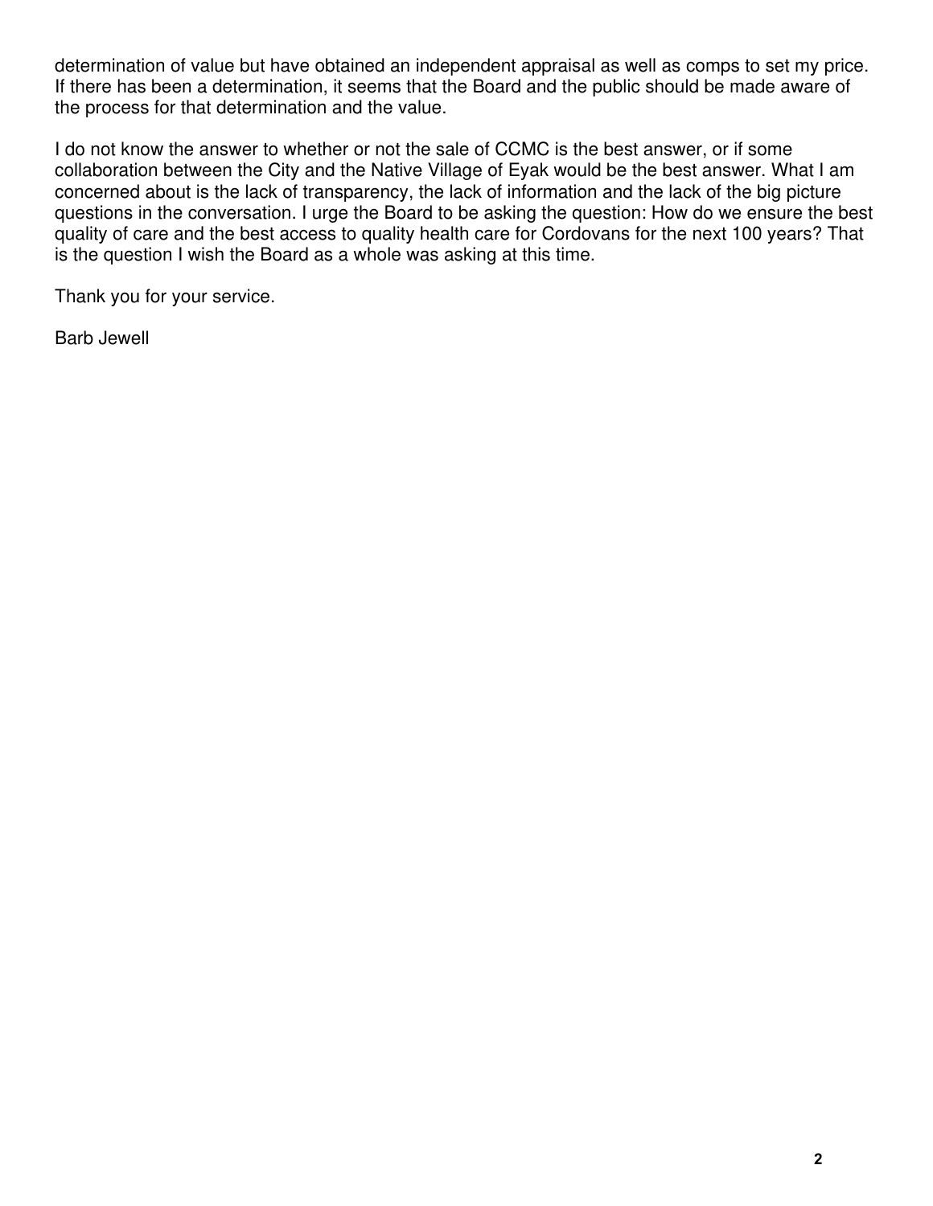determination of value but have obtained an independent appraisal as well as comps to set my price. If there has been a determination, it seems that the Board and the public should be made aware of the process for that determination and the value.

I do not know the answer to whether or not the sale of CCMC is the best answer, or if some collaboration between the City and the Native Village of Eyak would be the best answer. What I am concerned about is the lack of transparency, the lack of information and the lack of the big picture questions in the conversation. I urge the Board to be asking the question: How do we ensure the best quality of care and the best access to quality health care for Cordovans for the next 100 years? That is the question I wish the Board as a whole was asking at this time.

Thank you for your service.

Barb Jewell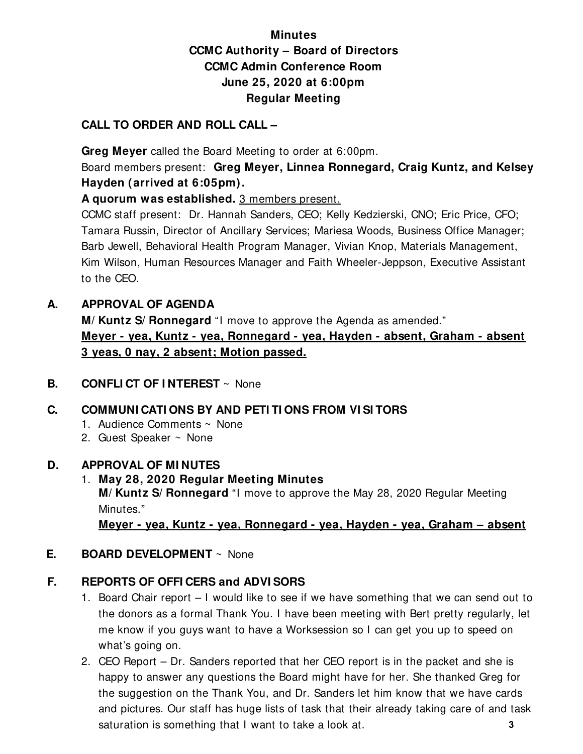**Minutes**
**CCMC Authority – Board of Directors**
**CCMC Admin Conference Room**
**June 25, 2020 at 6:00pm**
**Regular Meeting**

**CALL TO ORDER AND ROLL CALL –**

**Greg Meyer** called the Board Meeting to order at 6:00pm.
Board members present: **Greg Meyer, Linnea Ronnegard, Craig Kuntz, and Kelsey Hayden (arrived at 6:05pm).**
**A quorum was established.** 3 members present.
CCMC staff present: Dr. Hannah Sanders, CEO; Kelly Kedzierski, CNO; Eric Price, CFO; Tamara Russin, Director of Ancillary Services; Mariesa Woods, Business Office Manager; Barb Jewell, Behavioral Health Program Manager, Vivian Knop, Materials Management, Kim Wilson, Human Resources Manager and Faith Wheeler-Jeppson, Executive Assistant to the CEO.

**A. APPROVAL OF AGENDA**

**M/Kuntz S/Ronnegard** "I move to approve the Agenda as amended."
**Meyer - yea, Kuntz - yea, Ronnegard - yea, Hayden - absent, Graham - absent**
**3 yeas, 0 nay, 2 absent; Motion passed.**

**B. CONFLICT OF INTEREST** ~ None

**C. COMMUNICATIONS BY AND PETITIONS FROM VISITORS**

1. Audience Comments ~ None
2. Guest Speaker ~ None

**D. APPROVAL OF MINUTES**

1. **May 28, 2020 Regular Meeting Minutes**
   **M/Kuntz S/Ronnegard** "I move to approve the May 28, 2020 Regular Meeting Minutes."
   **Meyer - yea, Kuntz - yea, Ronnegard - yea, Hayden - yea, Graham – absent**

**E. BOARD DEVELOPMENT** ~ None

**F. REPORTS OF OFFICERS and ADVISORS**

1. Board Chair report – I would like to see if we have something that we can send out to the donors as a formal Thank You. I have been meeting with Bert pretty regularly, let me know if you guys want to have a Worksession so I can get you up to speed on what's going on.
2. CEO Report – Dr. Sanders reported that her CEO report is in the packet and she is happy to answer any questions the Board might have for her. She thanked Greg for the suggestion on the Thank You, and Dr. Sanders let him know that we have cards and pictures. Our staff has huge lists of task that their already taking care of and task saturation is something that I want to take a look at.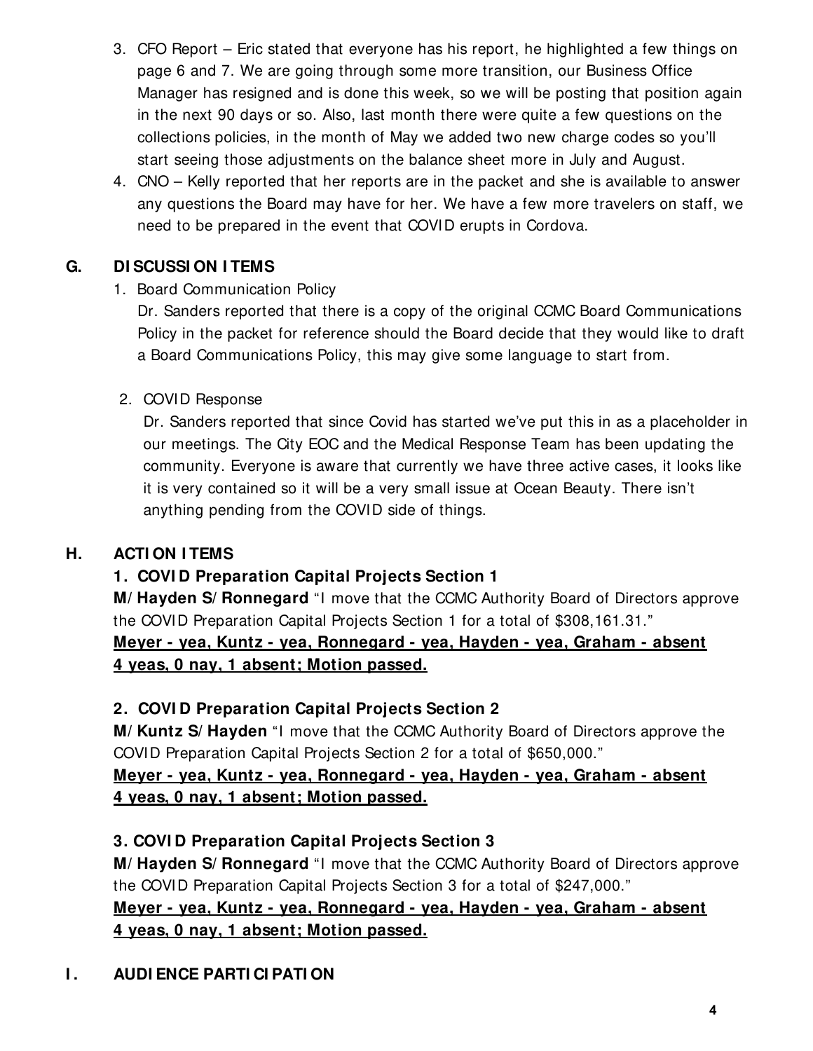3. CFO Report – Eric stated that everyone has his report, he highlighted a few things on page 6 and 7. We are going through some more transition, our Business Office Manager has resigned and is done this week, so we will be posting that position again in the next 90 days or so. Also, last month there were quite a few questions on the collections policies, in the month of May we added two new charge codes so you'll start seeing those adjustments on the balance sheet more in July and August.
4. CNO – Kelly reported that her reports are in the packet and she is available to answer any questions the Board may have for her. We have a few more travelers on staff, we need to be prepared in the event that COVID erupts in Cordova.

## G. DISCUSSION ITEMS

1. Board Communication Policy
   Dr. Sanders reported that there is a copy of the original CCMC Board Communications Policy in the packet for reference should the Board decide that they would like to draft a Board Communications Policy, this may give some language to start from.

2. COVID Response
   Dr. Sanders reported that since Covid has started we've put this in as a placeholder in our meetings. The City EOC and the Medical Response Team has been updating the community. Everyone is aware that currently we have three active cases, it looks like it is very contained so it will be a very small issue at Ocean Beauty. There isn't anything pending from the COVID side of things.

## H. ACTION ITEMS

**1. COVID Preparation Capital Projects Section 1**
**M/Hayden S/Ronnegard** "I move that the CCMC Authority Board of Directors approve the COVID Preparation Capital Projects Section 1 for a total of $308,161.31."
**Meyer - yea, Kuntz - yea, Ronnegard - yea, Hayden - yea, Graham - absent**
**4 yeas, 0 nay, 1 absent; Motion passed.**

**2. COVID Preparation Capital Projects Section 2**
**M/Kuntz S/Hayden** "I move that the CCMC Authority Board of Directors approve the COVID Preparation Capital Projects Section 2 for a total of $650,000."
**Meyer - yea, Kuntz - yea, Ronnegard - yea, Hayden - yea, Graham - absent**
**4 yeas, 0 nay, 1 absent; Motion passed.**

**3. COVID Preparation Capital Projects Section 3**
**M/Hayden S/Ronnegard** "I move that the CCMC Authority Board of Directors approve the COVID Preparation Capital Projects Section 3 for a total of $247,000."
**Meyer - yea, Kuntz - yea, Ronnegard - yea, Hayden - yea, Graham - absent**
**4 yeas, 0 nay, 1 absent; Motion passed.**

## I. AUDIENCE PARTICIPATION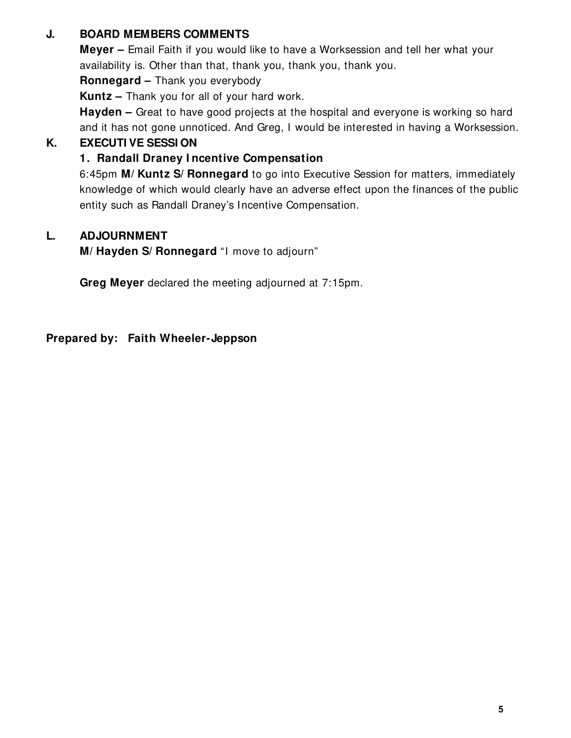## J. BOARD MEMBERS COMMENTS

**Meyer –** Email Faith if you would like to have a Worksession and tell her what your availability is. Other than that, thank you, thank you, thank you.

**Ronnegard –** Thank you everybody

**Kuntz –** Thank you for all of your hard work.

**Hayden –** Great to have good projects at the hospital and everyone is working so hard and it has not gone unnoticed. And Greg, I would be interested in having a Worksession.

## K. EXECUTIVE SESSION

### 1. Randall Draney Incentive Compensation

6:45pm **M/Kuntz S/Ronnegard** to go into Executive Session for matters, immediately knowledge of which would clearly have an adverse effect upon the finances of the public entity such as Randall Draney's Incentive Compensation.

## L. ADJOURNMENT

**M/Hayden S/Ronnegard** "I move to adjourn"

**Greg Meyer** declared the meeting adjourned at 7:15pm.

**Prepared by: Faith Wheeler-Jeppson**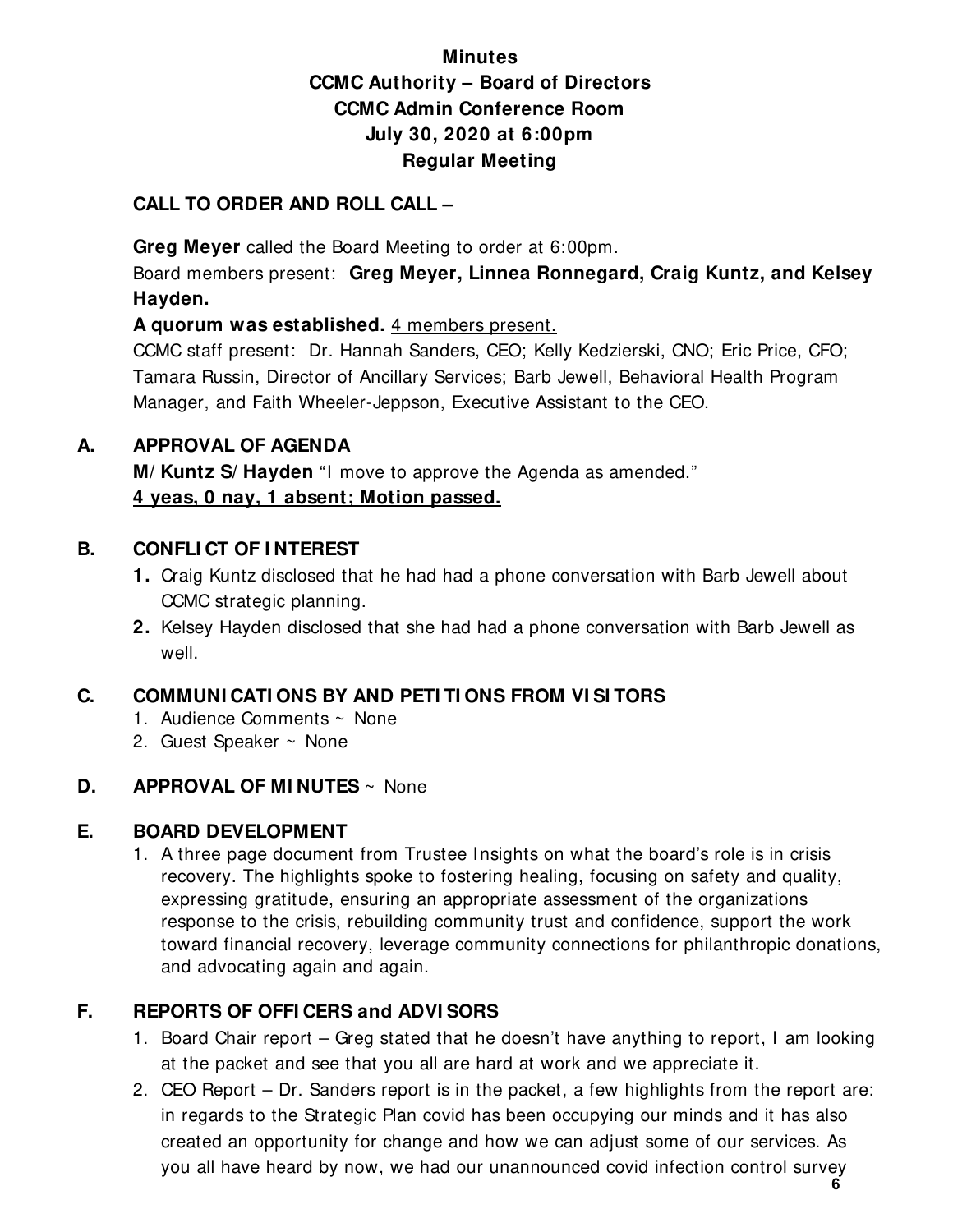# Minutes
# CCMC Authority – Board of Directors
# CCMC Admin Conference Room
# July 30, 2020 at 6:00pm
# Regular Meeting

## CALL TO ORDER AND ROLL CALL –

**Greg Meyer** called the Board Meeting to order at 6:00pm.

Board members present: **Greg Meyer, Linnea Ronnegard, Craig Kuntz, and Kelsey Hayden.**

**A quorum was established.** 4 members present.

CCMC staff present: Dr. Hannah Sanders, CEO; Kelly Kedzierski, CNO; Eric Price, CFO; Tamara Russin, Director of Ancillary Services; Barb Jewell, Behavioral Health Program Manager, and Faith Wheeler-Jeppson, Executive Assistant to the CEO.

## A. APPROVAL OF AGENDA

**M/Kuntz S/Hayden** "I move to approve the Agenda as amended."

**4 yeas, 0 nay, 1 absent; Motion passed.**

## B. CONFLICT OF INTEREST

1. Craig Kuntz disclosed that he had had a phone conversation with Barb Jewell about CCMC strategic planning.
2. Kelsey Hayden disclosed that she had had a phone conversation with Barb Jewell as well.

## C. COMMUNICATIONS BY AND PETITIONS FROM VISITORS

1. Audience Comments ~ None
2. Guest Speaker ~ None

## D. APPROVAL OF MINUTES ~ None

## E. BOARD DEVELOPMENT

1. A three page document from Trustee Insights on what the board's role is in crisis recovery. The highlights spoke to fostering healing, focusing on safety and quality, expressing gratitude, ensuring an appropriate assessment of the organizations response to the crisis, rebuilding community trust and confidence, support the work toward financial recovery, leverage community connections for philanthropic donations, and advocating again and again.

## F. REPORTS OF OFFICERS and ADVISORS

1. Board Chair report – Greg stated that he doesn't have anything to report, I am looking at the packet and see that you all are hard at work and we appreciate it.
2. CEO Report – Dr. Sanders report is in the packet, a few highlights from the report are: in regards to the Strategic Plan covid has been occupying our minds and it has also created an opportunity for change and how we can adjust some of our services. As you all have heard by now, we had our unannounced covid infection control survey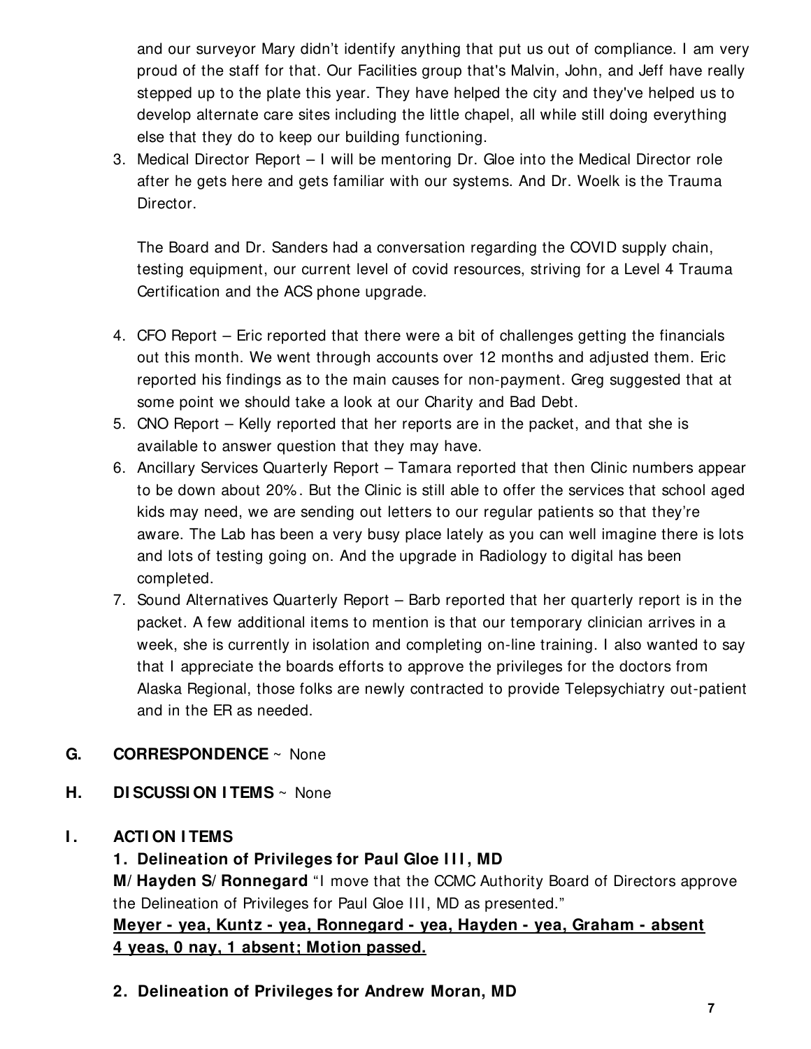and our surveyor Mary didn't identify anything that put us out of compliance. I am very proud of the staff for that. Our Facilities group that's Malvin, John, and Jeff have really stepped up to the plate this year. They have helped the city and they've helped us to develop alternate care sites including the little chapel, all while still doing everything else that they do to keep our building functioning.

3. Medical Director Report – I will be mentoring Dr. Gloe into the Medical Director role after he gets here and gets familiar with our systems. And Dr. Woelk is the Trauma Director.

   The Board and Dr. Sanders had a conversation regarding the COVID supply chain, testing equipment, our current level of covid resources, striving for a Level 4 Trauma Certification and the ACS phone upgrade.

4. CFO Report – Eric reported that there were a bit of challenges getting the financials out this month. We went through accounts over 12 months and adjusted them. Eric reported his findings as to the main causes for non-payment. Greg suggested that at some point we should take a look at our Charity and Bad Debt.
5. CNO Report – Kelly reported that her reports are in the packet, and that she is available to answer question that they may have.
6. Ancillary Services Quarterly Report – Tamara reported that then Clinic numbers appear to be down about 20%. But the Clinic is still able to offer the services that school aged kids may need, we are sending out letters to our regular patients so that they're aware. The Lab has been a very busy place lately as you can well imagine there is lots and lots of testing going on. And the upgrade in Radiology to digital has been completed.
7. Sound Alternatives Quarterly Report – Barb reported that her quarterly report is in the packet. A few additional items to mention is that our temporary clinician arrives in a week, she is currently in isolation and completing on-line training. I also wanted to say that I appreciate the boards efforts to approve the privileges for the doctors from Alaska Regional, those folks are newly contracted to provide Telepsychiatry out-patient and in the ER as needed.

**G. CORRESPONDENCE** ~ None

**H. DISCUSSION ITEMS** ~ None

**I. ACTION ITEMS**

**1. Delineation of Privileges for Paul Gloe III, MD**

**M/Hayden S/Ronnegard** "I move that the CCMC Authority Board of Directors approve the Delineation of Privileges for Paul Gloe III, MD as presented."

**Meyer - yea, Kuntz - yea, Ronnegard - yea, Hayden - yea, Graham - absent**
**4 yeas, 0 nay, 1 absent; Motion passed.**

**2. Delineation of Privileges for Andrew Moran, MD**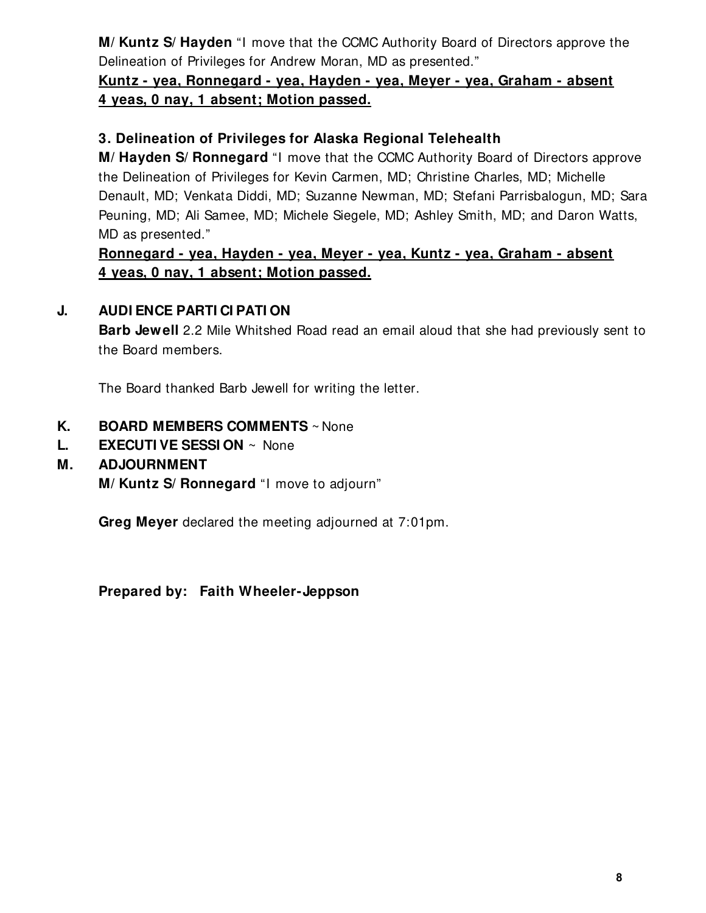**M/ Kuntz S/ Hayden** "I move that the CCMC Authority Board of Directors approve the Delineation of Privileges for Andrew Moran, MD as presented."

**Kuntz - yea, Ronnegard - yea, Hayden - yea, Meyer - yea, Graham - absent**
**4 yeas, 0 nay, 1 absent; Motion passed.**

**3. Delineation of Privileges for Alaska Regional Telehealth**

**M/ Hayden S/ Ronnegard** "I move that the CCMC Authority Board of Directors approve the Delineation of Privileges for Kevin Carmen, MD; Christine Charles, MD; Michelle Denault, MD; Venkata Diddi, MD; Suzanne Newman, MD; Stefani Parrisbalogun, MD; Sara Peuning, MD; Ali Samee, MD; Michele Siegele, MD; Ashley Smith, MD; and Daron Watts, MD as presented."

**Ronnegard - yea, Hayden - yea, Meyer - yea, Kuntz - yea, Graham - absent**
**4 yeas, 0 nay, 1 absent; Motion passed.**

## J. AUDIENCE PARTICIPATION

**Barb Jewell** 2.2 Mile Whitshed Road read an email aloud that she had previously sent to the Board members.

The Board thanked Barb Jewell for writing the letter.

## K. BOARD MEMBERS COMMENTS ~ None

## L. EXECUTIVE SESSION ~ None

## M. ADJOURNMENT

**M/ Kuntz S/ Ronnegard** "I move to adjourn"

**Greg Meyer** declared the meeting adjourned at 7:01pm.

**Prepared by: Faith Wheeler-Jeppson**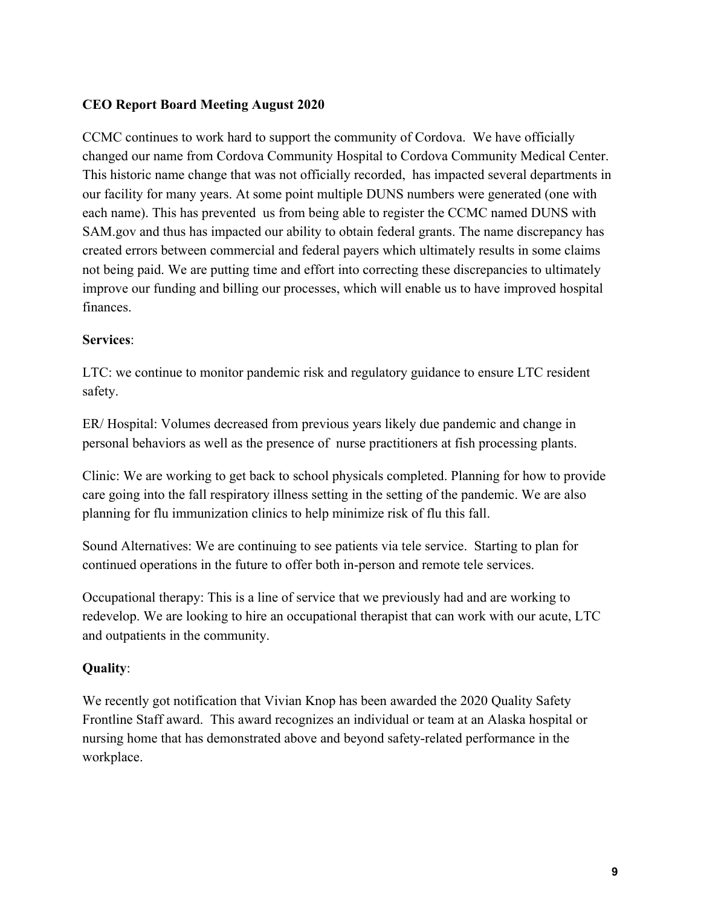**CEO Report Board Meeting August 2020**

CCMC continues to work hard to support the community of Cordova. We have officially changed our name from Cordova Community Hospital to Cordova Community Medical Center. This historic name change that was not officially recorded, has impacted several departments in our facility for many years. At some point multiple DUNS numbers were generated (one with each name). This has prevented us from being able to register the CCMC named DUNS with SAM.gov and thus has impacted our ability to obtain federal grants. The name discrepancy has created errors between commercial and federal payers which ultimately results in some claims not being paid. We are putting time and effort into correcting these discrepancies to ultimately improve our funding and billing our processes, which will enable us to have improved hospital finances.

**Services**:

LTC: we continue to monitor pandemic risk and regulatory guidance to ensure LTC resident safety.

ER/ Hospital: Volumes decreased from previous years likely due pandemic and change in personal behaviors as well as the presence of nurse practitioners at fish processing plants.

Clinic: We are working to get back to school physicals completed. Planning for how to provide care going into the fall respiratory illness setting in the setting of the pandemic. We are also planning for flu immunization clinics to help minimize risk of flu this fall.

Sound Alternatives: We are continuing to see patients via tele service. Starting to plan for continued operations in the future to offer both in-person and remote tele services.

Occupational therapy: This is a line of service that we previously had and are working to redevelop. We are looking to hire an occupational therapist that can work with our acute, LTC and outpatients in the community.

**Quality**:

We recently got notification that Vivian Knop has been awarded the 2020 Quality Safety Frontline Staff award. This award recognizes an individual or team at an Alaska hospital or nursing home that has demonstrated above and beyond safety-related performance in the workplace.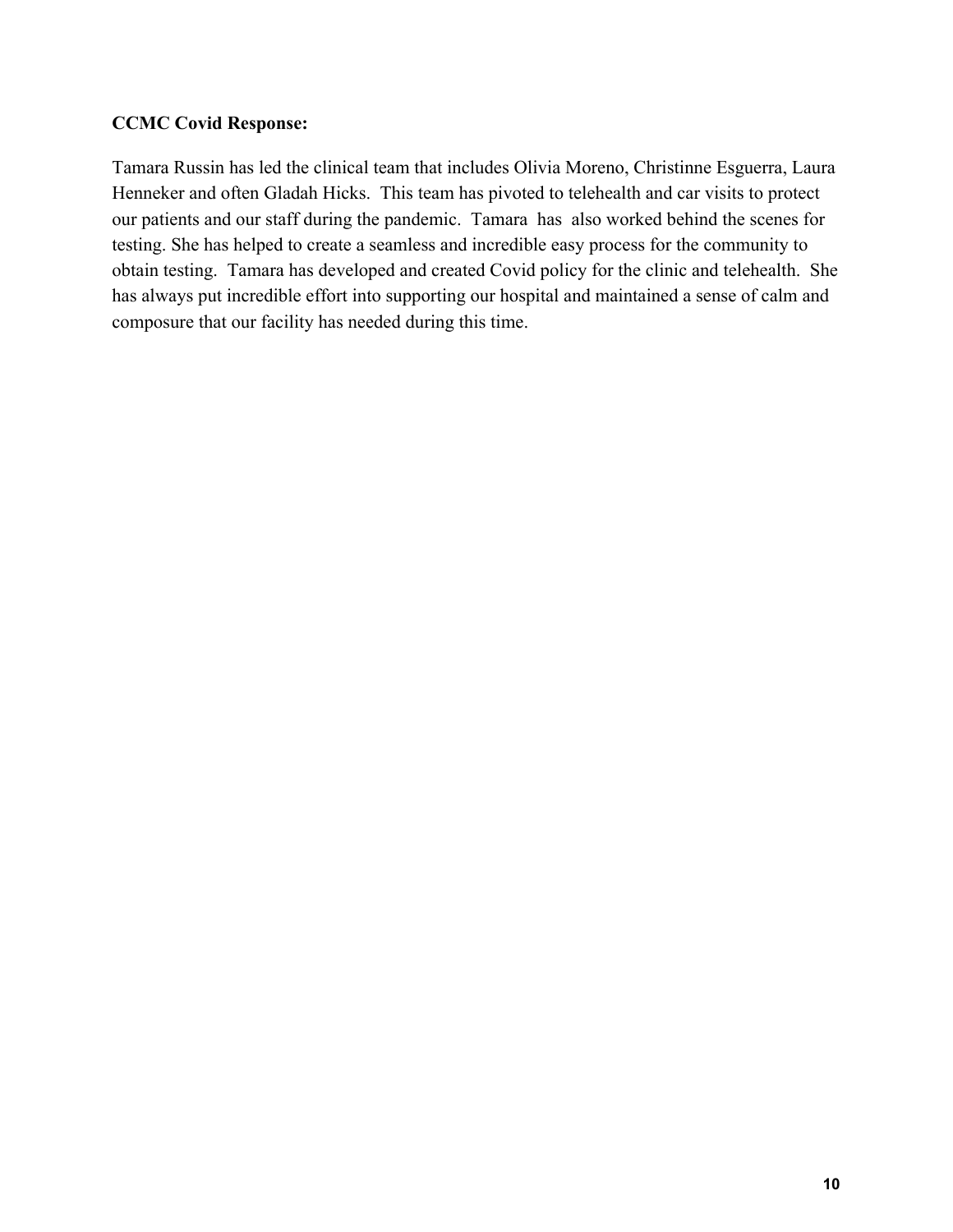**CCMC Covid Response:**

Tamara Russin has led the clinical team that includes Olivia Moreno, Christinne Esguerra, Laura Henneker and often Gladah Hicks. This team has pivoted to telehealth and car visits to protect our patients and our staff during the pandemic. Tamara has also worked behind the scenes for testing. She has helped to create a seamless and incredible easy process for the community to obtain testing. Tamara has developed and created Covid policy for the clinic and telehealth. She has always put incredible effort into supporting our hospital and maintained a sense of calm and composure that our facility has needed during this time.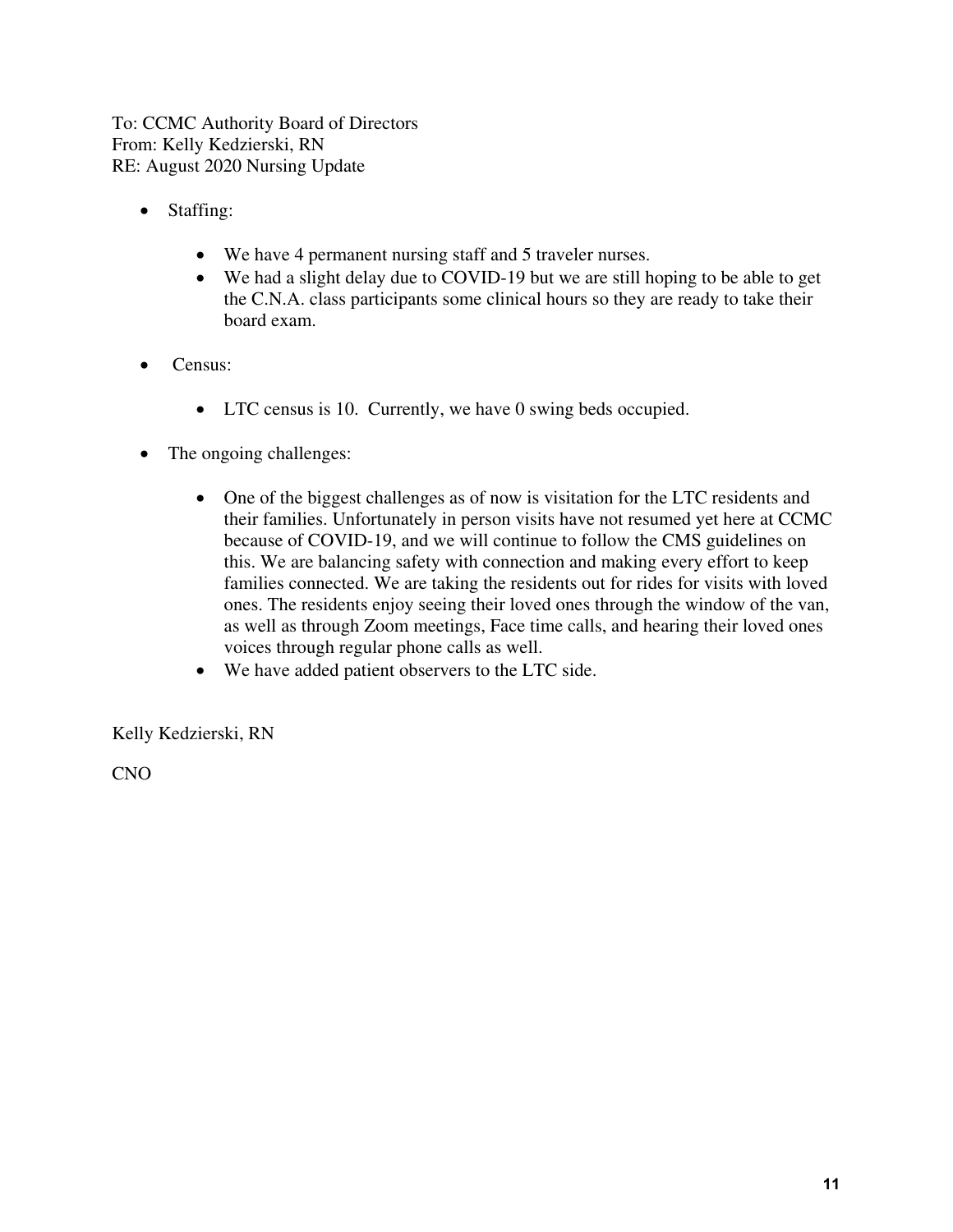To: CCMC Authority Board of Directors
From: Kelly Kedzierski, RN
RE: August 2020 Nursing Update

- Staffing:
  - We have 4 permanent nursing staff and 5 traveler nurses.
  - We had a slight delay due to COVID-19 but we are still hoping to be able to get the C.N.A. class participants some clinical hours so they are ready to take their board exam.
- Census:
  - LTC census is 10. Currently, we have 0 swing beds occupied.
- The ongoing challenges:
  - One of the biggest challenges as of now is visitation for the LTC residents and their families. Unfortunately in person visits have not resumed yet here at CCMC because of COVID-19, and we will continue to follow the CMS guidelines on this. We are balancing safety with connection and making every effort to keep families connected. We are taking the residents out for rides for visits with loved ones. The residents enjoy seeing their loved ones through the window of the van, as well as through Zoom meetings, Face time calls, and hearing their loved ones voices through regular phone calls as well.
  - We have added patient observers to the LTC side.

Kelly Kedzierski, RN

CNO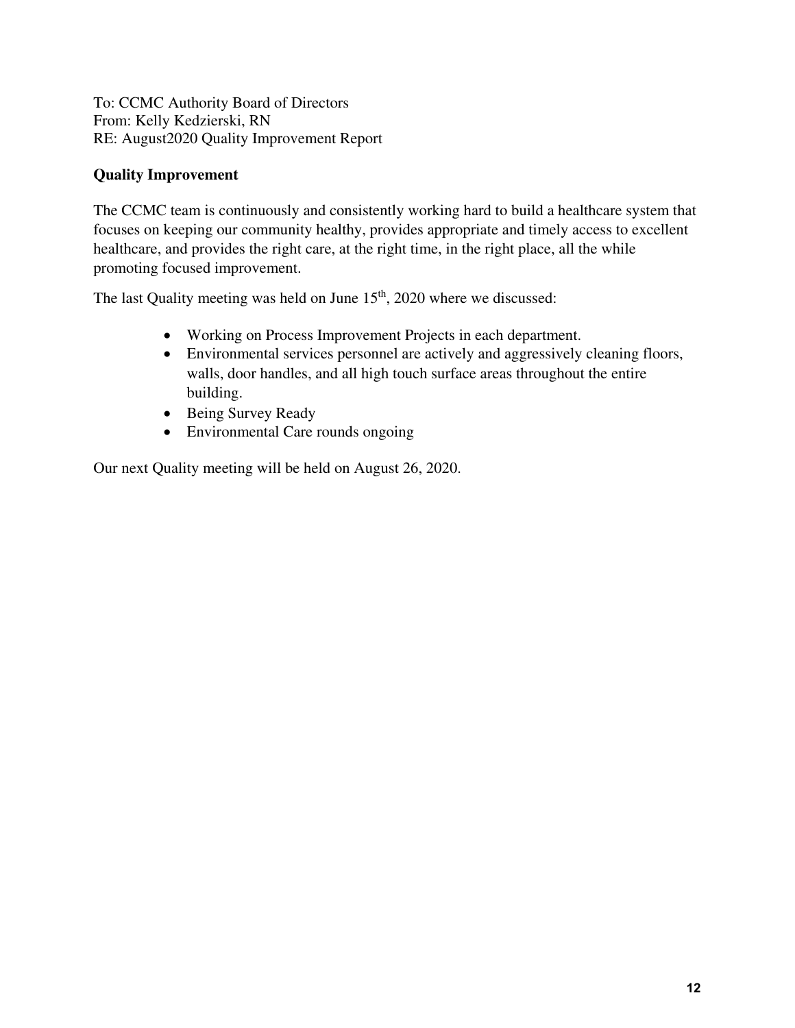To: CCMC Authority Board of Directors
From: Kelly Kedzierski, RN
RE: August2020 Quality Improvement Report

**Quality Improvement**

The CCMC team is continuously and consistently working hard to build a healthcare system that focuses on keeping our community healthy, provides appropriate and timely access to excellent healthcare, and provides the right care, at the right time, in the right place, all the while promoting focused improvement.

The last Quality meeting was held on June 15th, 2020 where we discussed:

- Working on Process Improvement Projects in each department.
- Environmental services personnel are actively and aggressively cleaning floors, walls, door handles, and all high touch surface areas throughout the entire building.
- Being Survey Ready
- Environmental Care rounds ongoing

Our next Quality meeting will be held on August 26, 2020.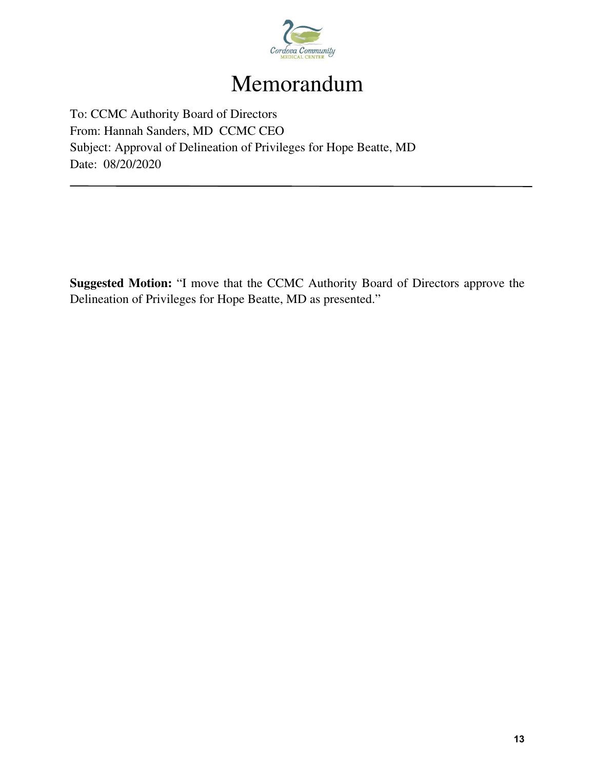# Memorandum

To: CCMC Authority Board of Directors
From: Hannah Sanders, MD CCMC CEO
Subject: Approval of Delineation of Privileges for Hope Beatte, MD
Date: 08/20/2020

---

**Suggested Motion:** "I move that the CCMC Authority Board of Directors approve the Delineation of Privileges for Hope Beatte, MD as presented."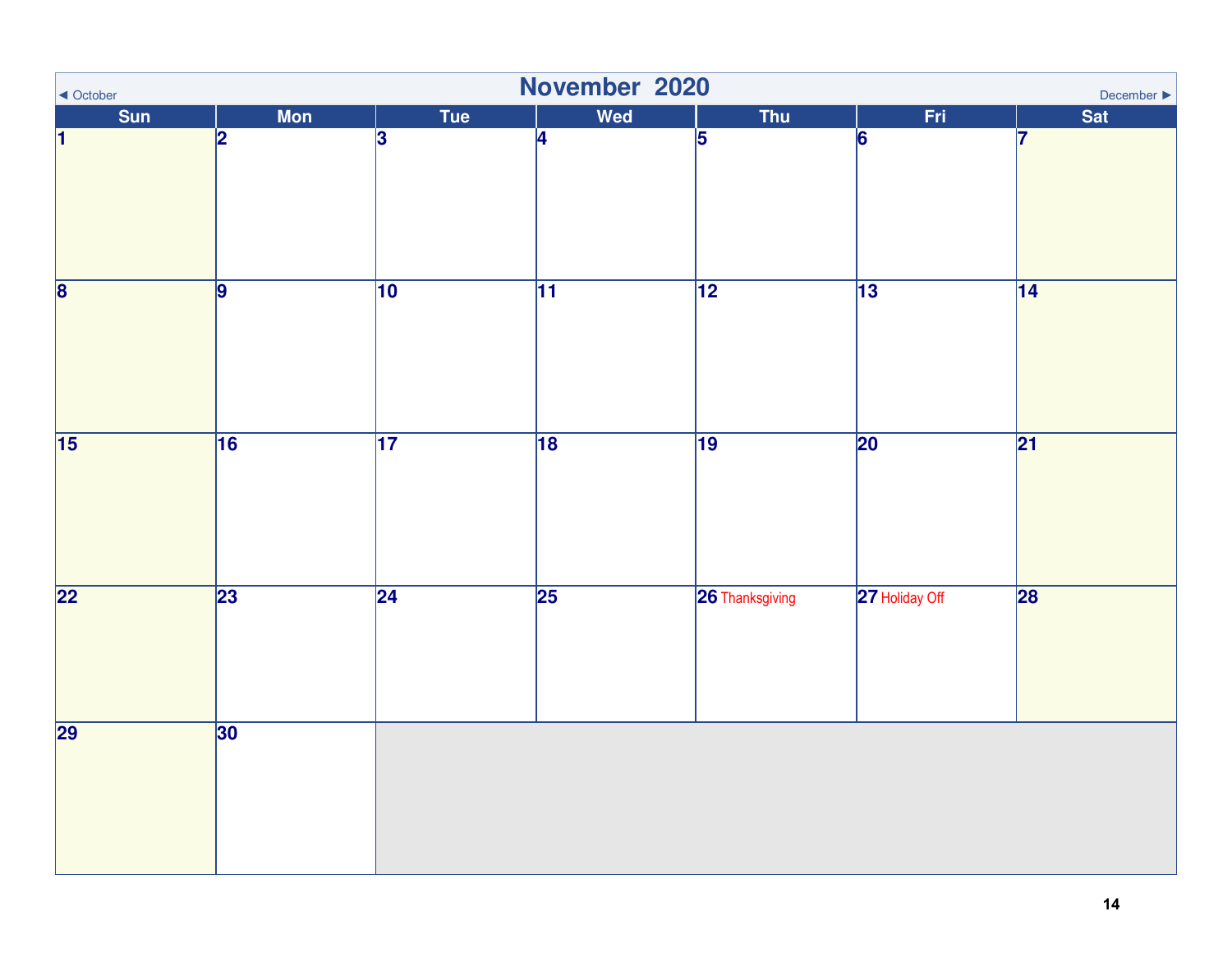◄ October

# November 2020

December ►

| Sun | Mon | Tue | Wed | Thu | Fri | Sat |
|---|---|---|---|---|---|---|
| 1 | 2 | 3 | 4 | 5 | 6 | 7 |
| 8 | 9 | 10 | 11 | 12 | 13 | 14 |
| 15 | 16 | 17 | 18 | 19 | 20 | 21 |
| 22 | 23 | 24 | 25 | 26 Thanksgiving | 27 Holiday Off | 28 |
| 29 | 30 | | | | | |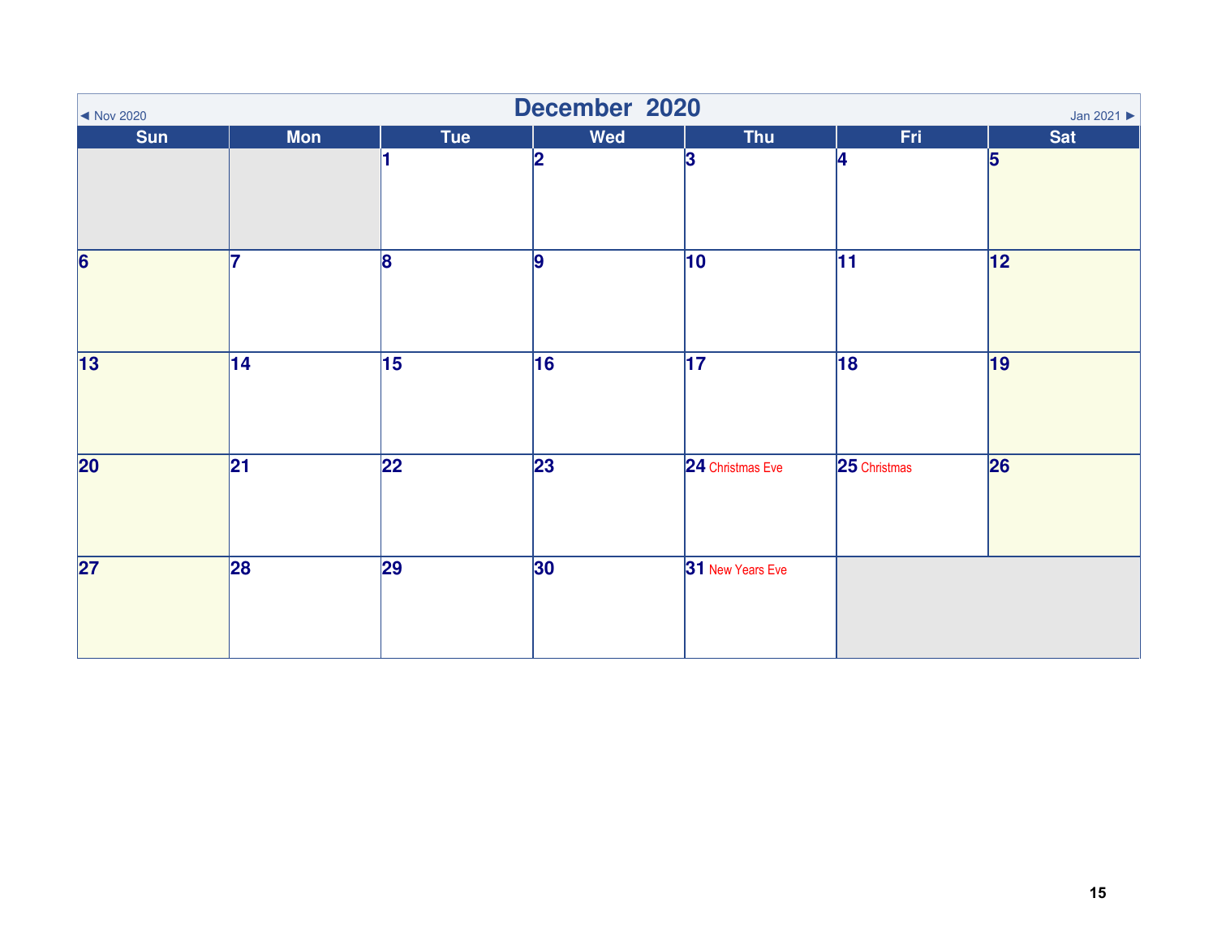◄ Nov 2020

# December 2020

Jan 2021 ►

| Sun | Mon | Tue | Wed | Thu | Fri | Sat |
|---|---|---|---|---|---|---|
| | | 1 | 2 | 3 | 4 | 5 |
| 6 | 7 | 8 | 9 | 10 | 11 | 12 |
| 13 | 14 | 15 | 16 | 17 | 18 | 19 |
| 20 | 21 | 22 | 23 | 24 Christmas Eve | 25 Christmas | 26 |
| 27 | 28 | 29 | 30 | 31 New Years Eve | | |